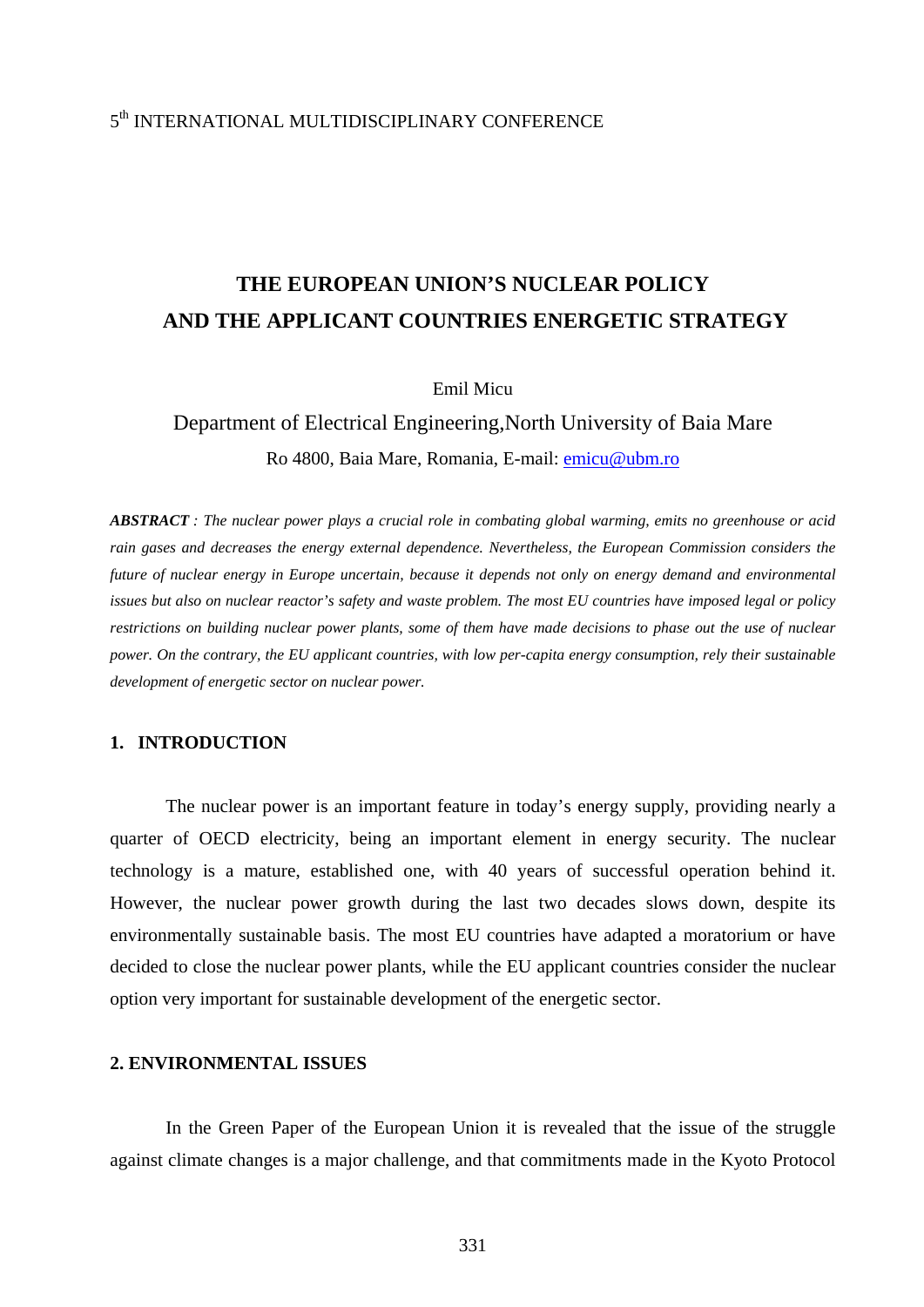5th INTERNATIONAL MULTIDISCIPLINARY CONFERENCE

# THE EUROPEAN UNION'S NUCLEAR POLICY AND THE APPLICANT COUNTRIES ENERGETIC STRATEGY

Emil Micu

Department of Electrical Engineering,North University of Baia Mare

Ro 4800, Baia Mare, Romania, E-mail: emicu@ubm.ro

***ABSTRACT*** *: The nuclear power plays a crucial role in combating global warming, emits no greenhouse or acid rain gases and decreases the energy external dependence. Nevertheless, the European Commission considers the future of nuclear energy in Europe uncertain, because it depends not only on energy demand and environmental issues but also on nuclear reactor's safety and waste problem. The most EU countries have imposed legal or policy restrictions on building nuclear power plants, some of them have made decisions to phase out the use of nuclear power. On the contrary, the EU applicant countries, with low per-capita energy consumption, rely their sustainable development of energetic sector on nuclear power.*

## 1. INTRODUCTION

The nuclear power is an important feature in today's energy supply, providing nearly a quarter of OECD electricity, being an important element in energy security. The nuclear technology is a mature, established one, with 40 years of successful operation behind it. However, the nuclear power growth during the last two decades slows down, despite its environmentally sustainable basis. The most EU countries have adapted a moratorium or have decided to close the nuclear power plants, while the EU applicant countries consider the nuclear option very important for sustainable development of the energetic sector.

## 2. ENVIRONMENTAL ISSUES

In the Green Paper of the European Union it is revealed that the issue of the struggle against climate changes is a major challenge, and that commitments made in the Kyoto Protocol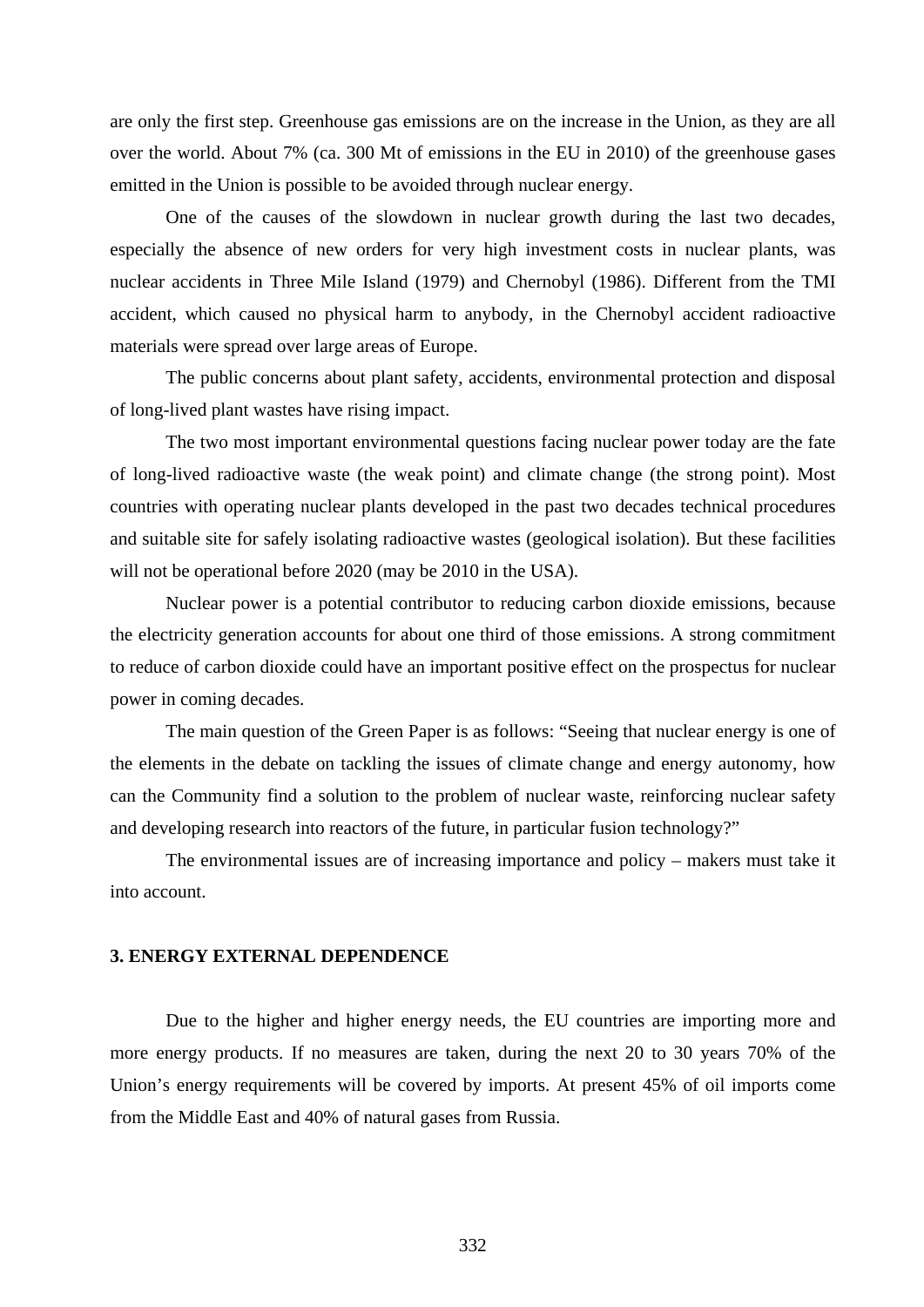are only the first step. Greenhouse gas emissions are on the increase in the Union, as they are all over the world. About 7% (ca. 300 Mt of emissions in the EU in 2010) of the greenhouse gases emitted in the Union is possible to be avoided through nuclear energy.

One of the causes of the slowdown in nuclear growth during the last two decades, especially the absence of new orders for very high investment costs in nuclear plants, was nuclear accidents in Three Mile Island (1979) and Chernobyl (1986). Different from the TMI accident, which caused no physical harm to anybody, in the Chernobyl accident radioactive materials were spread over large areas of Europe.

The public concerns about plant safety, accidents, environmental protection and disposal of long-lived plant wastes have rising impact.

The two most important environmental questions facing nuclear power today are the fate of long-lived radioactive waste (the weak point) and climate change (the strong point). Most countries with operating nuclear plants developed in the past two decades technical procedures and suitable site for safely isolating radioactive wastes (geological isolation). But these facilities will not be operational before 2020 (may be 2010 in the USA).

Nuclear power is a potential contributor to reducing carbon dioxide emissions, because the electricity generation accounts for about one third of those emissions. A strong commitment to reduce of carbon dioxide could have an important positive effect on the prospectus for nuclear power in coming decades.

The main question of the Green Paper is as follows: "Seeing that nuclear energy is one of the elements in the debate on tackling the issues of climate change and energy autonomy, how can the Community find a solution to the problem of nuclear waste, reinforcing nuclear safety and developing research into reactors of the future, in particular fusion technology?"

The environmental issues are of increasing importance and policy – makers must take it into account.

### 3. ENERGY EXTERNAL DEPENDENCE

Due to the higher and higher energy needs, the EU countries are importing more and more energy products. If no measures are taken, during the next 20 to 30 years 70% of the Union's energy requirements will be covered by imports. At present 45% of oil imports come from the Middle East and 40% of natural gases from Russia.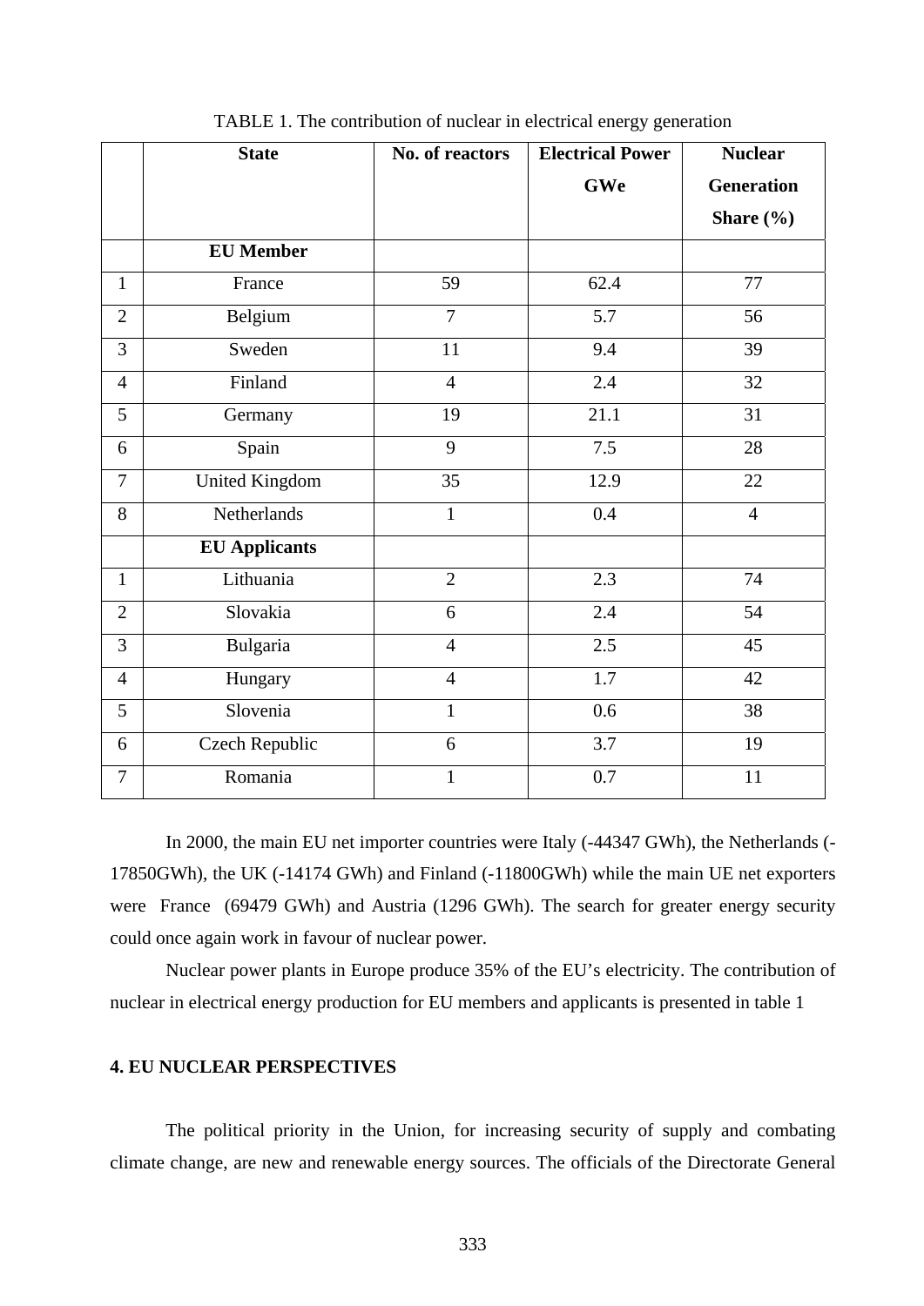TABLE 1. The contribution of nuclear in electrical energy generation

| | State | No. of reactors | Electrical Power GWe | Nuclear Generation Share (%) |
|---|---|---|---|---|
| | **EU Member** | | | |
| 1 | France | 59 | 62.4 | 77 |
| 2 | Belgium | 7 | 5.7 | 56 |
| 3 | Sweden | 11 | 9.4 | 39 |
| 4 | Finland | 4 | 2.4 | 32 |
| 5 | Germany | 19 | 21.1 | 31 |
| 6 | Spain | 9 | 7.5 | 28 |
| 7 | United Kingdom | 35 | 12.9 | 22 |
| 8 | Netherlands | 1 | 0.4 | 4 |
| | **EU Applicants** | | | |
| 1 | Lithuania | 2 | 2.3 | 74 |
| 2 | Slovakia | 6 | 2.4 | 54 |
| 3 | Bulgaria | 4 | 2.5 | 45 |
| 4 | Hungary | 4 | 1.7 | 42 |
| 5 | Slovenia | 1 | 0.6 | 38 |
| 6 | Czech Republic | 6 | 3.7 | 19 |
| 7 | Romania | 1 | 0.7 | 11 |

In 2000, the main EU net importer countries were Italy (-44347 GWh), the Netherlands (-17850GWh), the UK (-14174 GWh) and Finland (-11800GWh) while the main UE net exporters were France (69479 GWh) and Austria (1296 GWh). The search for greater energy security could once again work in favour of nuclear power.

Nuclear power plants in Europe produce 35% of the EU's electricity. The contribution of nuclear in electrical energy production for EU members and applicants is presented in table 1

## 4. EU NUCLEAR PERSPECTIVES

The political priority in the Union, for increasing security of supply and combating climate change, are new and renewable energy sources. The officials of the Directorate General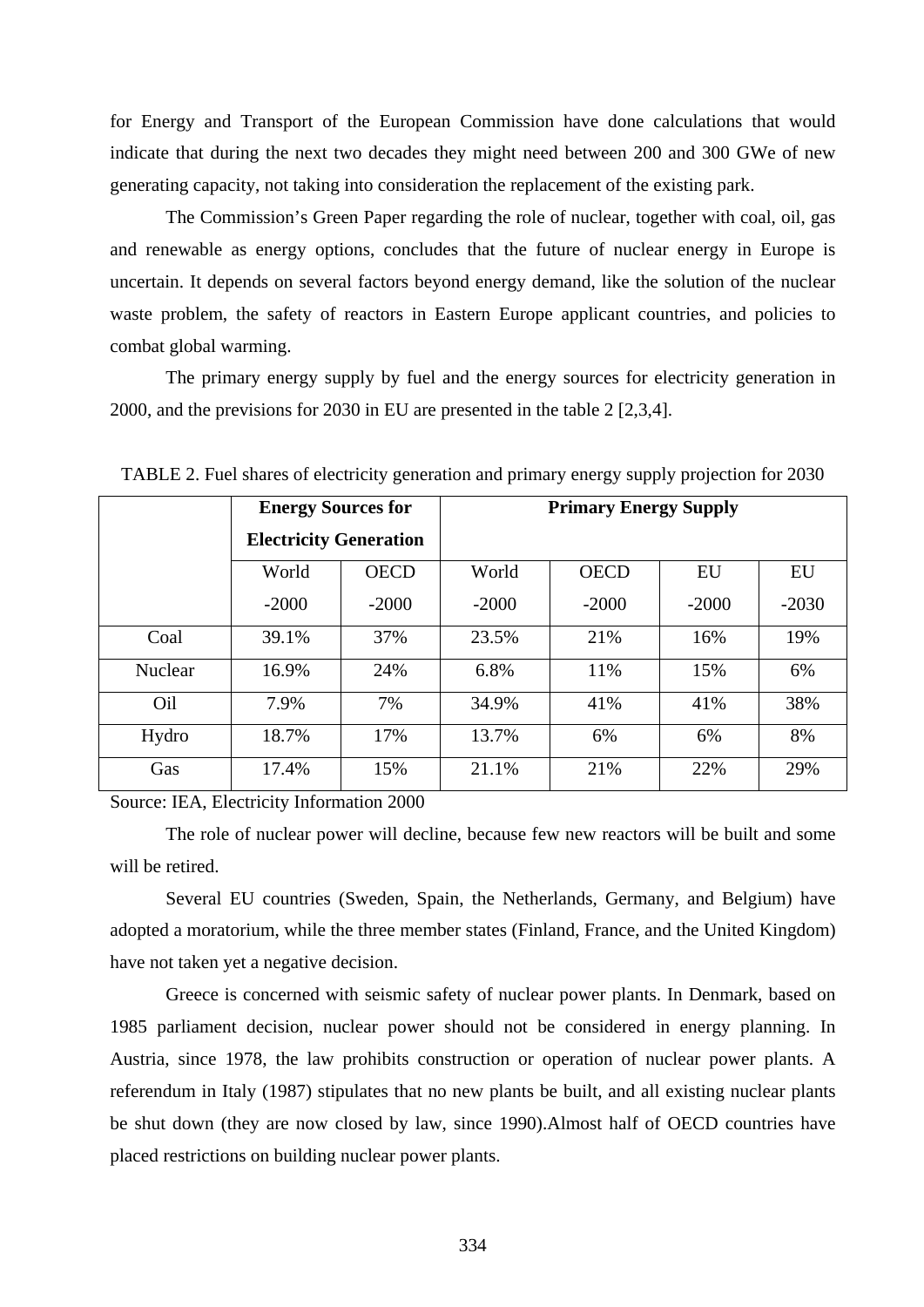for Energy and Transport of the European Commission have done calculations that would indicate that during the next two decades they might need between 200 and 300 GWe of new generating capacity, not taking into consideration the replacement of the existing park.

The Commission's Green Paper regarding the role of nuclear, together with coal, oil, gas and renewable as energy options, concludes that the future of nuclear energy in Europe is uncertain. It depends on several factors beyond energy demand, like the solution of the nuclear waste problem, the safety of reactors in Eastern Europe applicant countries, and policies to combat global warming.

The primary energy supply by fuel and the energy sources for electricity generation in 2000, and the previsions for 2030 in EU are presented in the table 2 [2,3,4].

TABLE 2. Fuel shares of electricity generation and primary energy supply projection for 2030

| | **Energy Sources for Electricity Generation** | | **Primary Energy Supply** | | | |
|---|---|---|---|---|---|---|
| | World -2000 | OECD -2000 | World -2000 | OECD -2000 | EU -2000 | EU -2030 |
| Coal | 39.1% | 37% | 23.5% | 21% | 16% | 19% |
| Nuclear | 16.9% | 24% | 6.8% | 11% | 15% | 6% |
| Oil | 7.9% | 7% | 34.9% | 41% | 41% | 38% |
| Hydro | 18.7% | 17% | 13.7% | 6% | 6% | 8% |
| Gas | 17.4% | 15% | 21.1% | 21% | 22% | 29% |

Source: IEA, Electricity Information 2000

The role of nuclear power will decline, because few new reactors will be built and some will be retired.

Several EU countries (Sweden, Spain, the Netherlands, Germany, and Belgium) have adopted a moratorium, while the three member states (Finland, France, and the United Kingdom) have not taken yet a negative decision.

Greece is concerned with seismic safety of nuclear power plants. In Denmark, based on 1985 parliament decision, nuclear power should not be considered in energy planning. In Austria, since 1978, the law prohibits construction or operation of nuclear power plants. A referendum in Italy (1987) stipulates that no new plants be built, and all existing nuclear plants be shut down (they are now closed by law, since 1990).Almost half of OECD countries have placed restrictions on building nuclear power plants.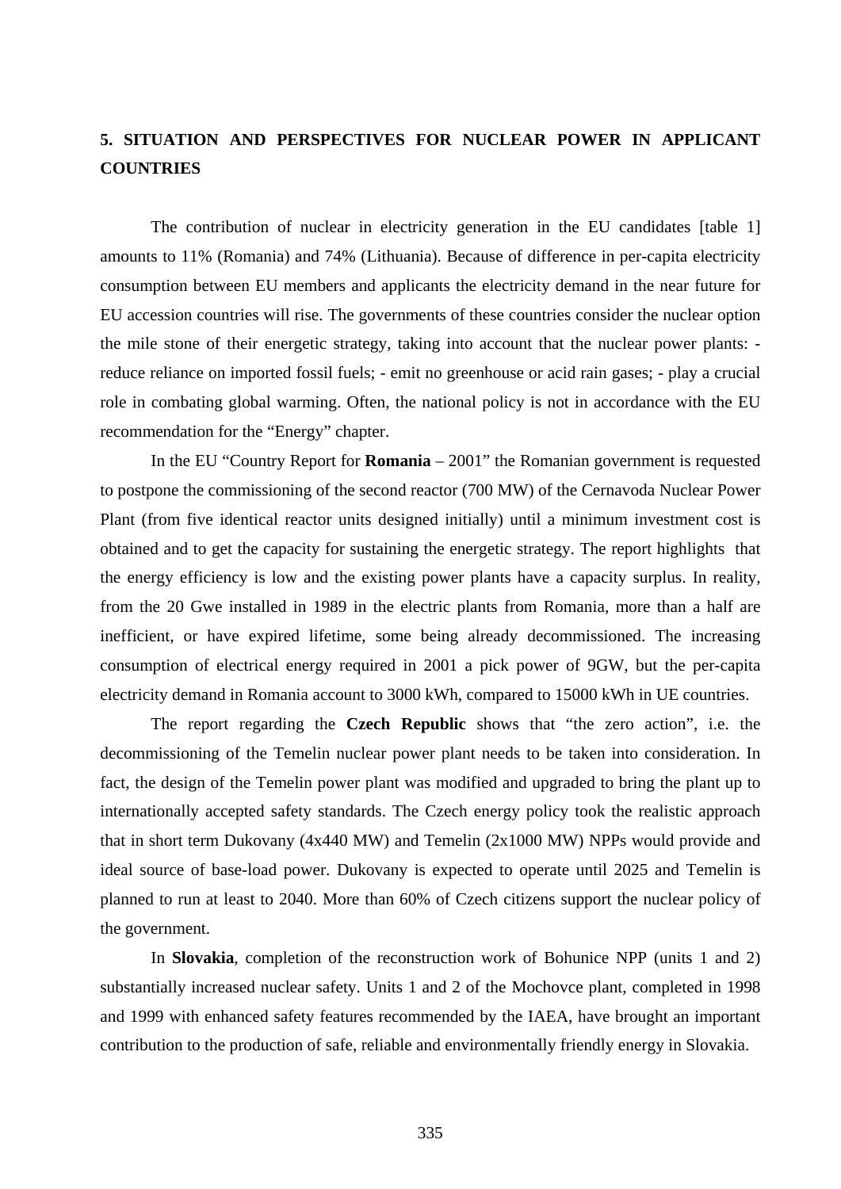## 5. SITUATION AND PERSPECTIVES FOR NUCLEAR POWER IN APPLICANT COUNTRIES

The contribution of nuclear in electricity generation in the EU candidates [table 1] amounts to 11% (Romania) and 74% (Lithuania). Because of difference in per-capita electricity consumption between EU members and applicants the electricity demand in the near future for EU accession countries will rise. The governments of these countries consider the nuclear option the mile stone of their energetic strategy, taking into account that the nuclear power plants: - reduce reliance on imported fossil fuels; - emit no greenhouse or acid rain gases; - play a crucial role in combating global warming. Often, the national policy is not in accordance with the EU recommendation for the "Energy" chapter.

In the EU "Country Report for **Romania** – 2001" the Romanian government is requested to postpone the commissioning of the second reactor (700 MW) of the Cernavoda Nuclear Power Plant (from five identical reactor units designed initially) until a minimum investment cost is obtained and to get the capacity for sustaining the energetic strategy. The report highlights that the energy efficiency is low and the existing power plants have a capacity surplus. In reality, from the 20 Gwe installed in 1989 in the electric plants from Romania, more than a half are inefficient, or have expired lifetime, some being already decommissioned. The increasing consumption of electrical energy required in 2001 a pick power of 9GW, but the per-capita electricity demand in Romania account to 3000 kWh, compared to 15000 kWh in UE countries.

The report regarding the **Czech Republic** shows that "the zero action", i.e. the decommissioning of the Temelin nuclear power plant needs to be taken into consideration. In fact, the design of the Temelin power plant was modified and upgraded to bring the plant up to internationally accepted safety standards. The Czech energy policy took the realistic approach that in short term Dukovany (4x440 MW) and Temelin (2x1000 MW) NPPs would provide and ideal source of base-load power. Dukovany is expected to operate until 2025 and Temelin is planned to run at least to 2040. More than 60% of Czech citizens support the nuclear policy of the government.

In **Slovakia**, completion of the reconstruction work of Bohunice NPP (units 1 and 2) substantially increased nuclear safety. Units 1 and 2 of the Mochovce plant, completed in 1998 and 1999 with enhanced safety features recommended by the IAEA, have brought an important contribution to the production of safe, reliable and environmentally friendly energy in Slovakia.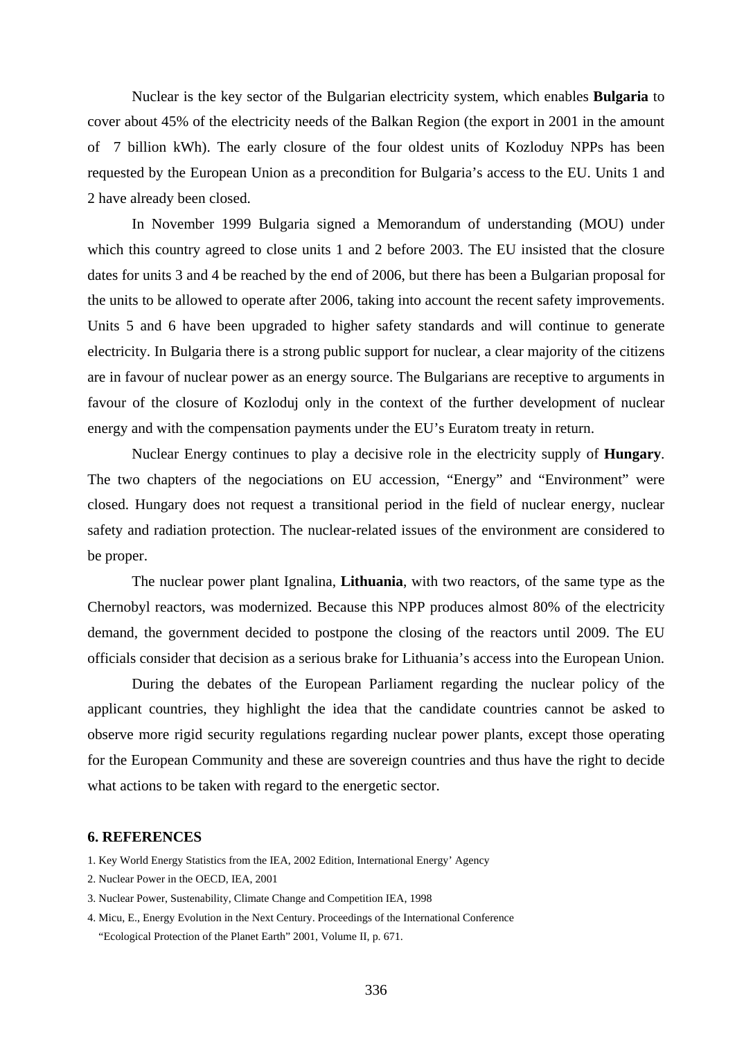Nuclear is the key sector of the Bulgarian electricity system, which enables **Bulgaria** to cover about 45% of the electricity needs of the Balkan Region (the export in 2001 in the amount of 7 billion kWh). The early closure of the four oldest units of Kozloduy NPPs has been requested by the European Union as a precondition for Bulgaria's access to the EU. Units 1 and 2 have already been closed.

In November 1999 Bulgaria signed a Memorandum of understanding (MOU) under which this country agreed to close units 1 and 2 before 2003. The EU insisted that the closure dates for units 3 and 4 be reached by the end of 2006, but there has been a Bulgarian proposal for the units to be allowed to operate after 2006, taking into account the recent safety improvements. Units 5 and 6 have been upgraded to higher safety standards and will continue to generate electricity. In Bulgaria there is a strong public support for nuclear, a clear majority of the citizens are in favour of nuclear power as an energy source. The Bulgarians are receptive to arguments in favour of the closure of Kozloduj only in the context of the further development of nuclear energy and with the compensation payments under the EU's Euratom treaty in return.

Nuclear Energy continues to play a decisive role in the electricity supply of **Hungary**. The two chapters of the negociations on EU accession, "Energy" and "Environment" were closed. Hungary does not request a transitional period in the field of nuclear energy, nuclear safety and radiation protection. The nuclear-related issues of the environment are considered to be proper.

The nuclear power plant Ignalina, **Lithuania**, with two reactors, of the same type as the Chernobyl reactors, was modernized. Because this NPP produces almost 80% of the electricity demand, the government decided to postpone the closing of the reactors until 2009. The EU officials consider that decision as a serious brake for Lithuania's access into the European Union.

During the debates of the European Parliament regarding the nuclear policy of the applicant countries, they highlight the idea that the candidate countries cannot be asked to observe more rigid security regulations regarding nuclear power plants, except those operating for the European Community and these are sovereign countries and thus have the right to decide what actions to be taken with regard to the energetic sector.

## 6. REFERENCES

1. Key World Energy Statistics from the IEA, 2002 Edition, International Energy' Agency
2. Nuclear Power in the OECD, IEA, 2001
3. Nuclear Power, Sustenability, Climate Change and Competition IEA, 1998
4. Micu, E., Energy Evolution in the Next Century. Proceedings of the International Conference "Ecological Protection of the Planet Earth" 2001, Volume II, p. 671.